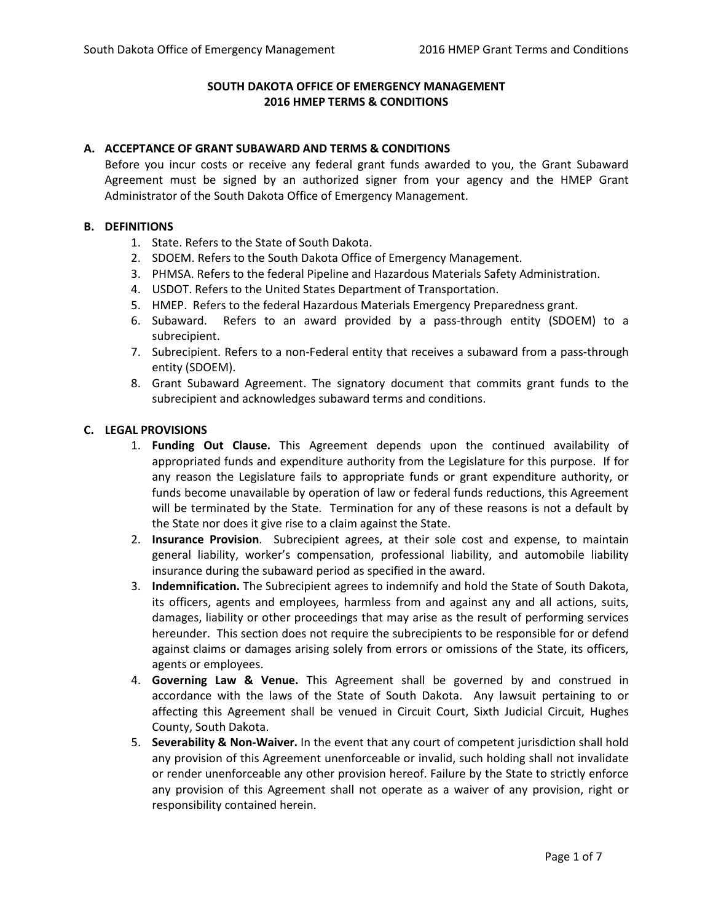# SOUTH DAKOTA OFFICE OF EMERGENCY MANAGEMENT
# 2016 HMEP TERMS & CONDITIONS

## A. ACCEPTANCE OF GRANT SUBAWARD AND TERMS & CONDITIONS

Before you incur costs or receive any federal grant funds awarded to you, the Grant Subaward Agreement must be signed by an authorized signer from your agency and the HMEP Grant Administrator of the South Dakota Office of Emergency Management.

## B. DEFINITIONS

1. State. Refers to the State of South Dakota.
2. SDOEM. Refers to the South Dakota Office of Emergency Management.
3. PHMSA. Refers to the federal Pipeline and Hazardous Materials Safety Administration.
4. USDOT. Refers to the United States Department of Transportation.
5. HMEP. Refers to the federal Hazardous Materials Emergency Preparedness grant.
6. Subaward. Refers to an award provided by a pass-through entity (SDOEM) to a subrecipient.
7. Subrecipient. Refers to a non-Federal entity that receives a subaward from a pass-through entity (SDOEM).
8. Grant Subaward Agreement. The signatory document that commits grant funds to the subrecipient and acknowledges subaward terms and conditions.

## C. LEGAL PROVISIONS

1. **Funding Out Clause.** This Agreement depends upon the continued availability of appropriated funds and expenditure authority from the Legislature for this purpose. If for any reason the Legislature fails to appropriate funds or grant expenditure authority, or funds become unavailable by operation of law or federal funds reductions, this Agreement will be terminated by the State. Termination for any of these reasons is not a default by the State nor does it give rise to a claim against the State.
2. **Insurance Provision**. Subrecipient agrees, at their sole cost and expense, to maintain general liability, worker's compensation, professional liability, and automobile liability insurance during the subaward period as specified in the award.
3. **Indemnification.** The Subrecipient agrees to indemnify and hold the State of South Dakota, its officers, agents and employees, harmless from and against any and all actions, suits, damages, liability or other proceedings that may arise as the result of performing services hereunder. This section does not require the subrecipients to be responsible for or defend against claims or damages arising solely from errors or omissions of the State, its officers, agents or employees.
4. **Governing Law & Venue.** This Agreement shall be governed by and construed in accordance with the laws of the State of South Dakota. Any lawsuit pertaining to or affecting this Agreement shall be venued in Circuit Court, Sixth Judicial Circuit, Hughes County, South Dakota.
5. **Severability & Non-Waiver.** In the event that any court of competent jurisdiction shall hold any provision of this Agreement unenforceable or invalid, such holding shall not invalidate or render unenforceable any other provision hereof. Failure by the State to strictly enforce any provision of this Agreement shall not operate as a waiver of any provision, right or responsibility contained herein.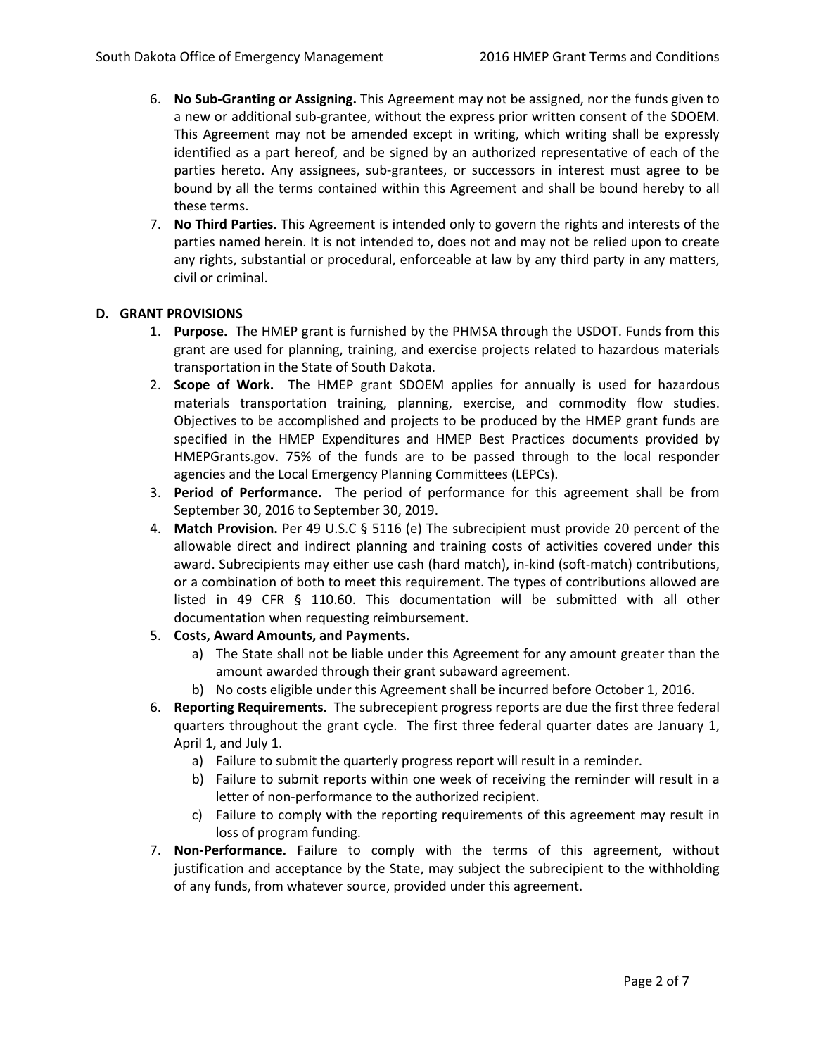6. **No Sub-Granting or Assigning.** This Agreement may not be assigned, nor the funds given to a new or additional sub-grantee, without the express prior written consent of the SDOEM. This Agreement may not be amended except in writing, which writing shall be expressly identified as a part hereof, and be signed by an authorized representative of each of the parties hereto. Any assignees, sub-grantees, or successors in interest must agree to be bound by all the terms contained within this Agreement and shall be bound hereby to all these terms.
7. **No Third Parties.** This Agreement is intended only to govern the rights and interests of the parties named herein. It is not intended to, does not and may not be relied upon to create any rights, substantial or procedural, enforceable at law by any third party in any matters, civil or criminal.

## D. GRANT PROVISIONS

1. **Purpose.** The HMEP grant is furnished by the PHMSA through the USDOT. Funds from this grant are used for planning, training, and exercise projects related to hazardous materials transportation in the State of South Dakota.
2. **Scope of Work.** The HMEP grant SDOEM applies for annually is used for hazardous materials transportation training, planning, exercise, and commodity flow studies. Objectives to be accomplished and projects to be produced by the HMEP grant funds are specified in the HMEP Expenditures and HMEP Best Practices documents provided by HMEPGrants.gov. 75% of the funds are to be passed through to the local responder agencies and the Local Emergency Planning Committees (LEPCs).
3. **Period of Performance.** The period of performance for this agreement shall be from September 30, 2016 to September 30, 2019.
4. **Match Provision.** Per 49 U.S.C § 5116 (e) The subrecipient must provide 20 percent of the allowable direct and indirect planning and training costs of activities covered under this award. Subrecipients may either use cash (hard match), in-kind (soft-match) contributions, or a combination of both to meet this requirement. The types of contributions allowed are listed in 49 CFR § 110.60. This documentation will be submitted with all other documentation when requesting reimbursement.
5. **Costs, Award Amounts, and Payments.**
   a) The State shall not be liable under this Agreement for any amount greater than the amount awarded through their grant subaward agreement.
   b) No costs eligible under this Agreement shall be incurred before October 1, 2016.
6. **Reporting Requirements.** The subrecepient progress reports are due the first three federal quarters throughout the grant cycle. The first three federal quarter dates are January 1, April 1, and July 1.
   a) Failure to submit the quarterly progress report will result in a reminder.
   b) Failure to submit reports within one week of receiving the reminder will result in a letter of non-performance to the authorized recipient.
   c) Failure to comply with the reporting requirements of this agreement may result in loss of program funding.
7. **Non-Performance.** Failure to comply with the terms of this agreement, without justification and acceptance by the State, may subject the subrecipient to the withholding of any funds, from whatever source, provided under this agreement.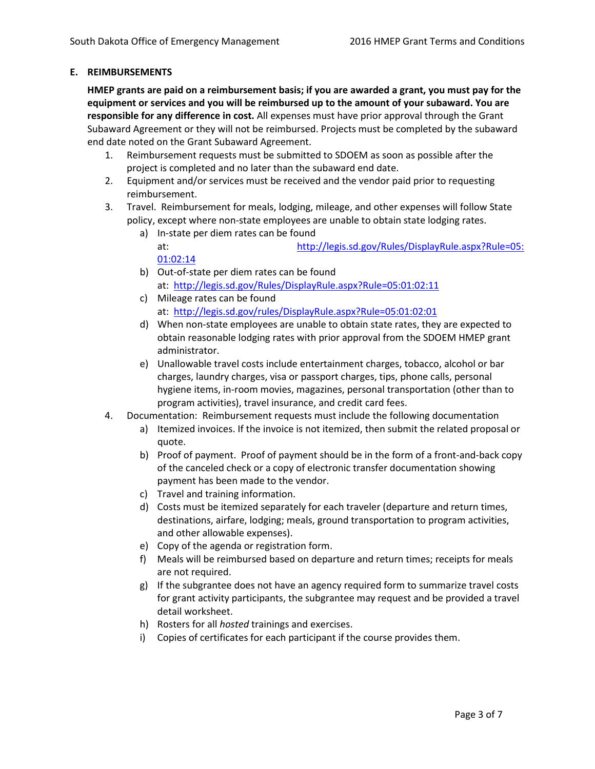### E. REIMBURSEMENTS

**HMEP grants are paid on a reimbursement basis; if you are awarded a grant, you must pay for the equipment or services and you will be reimbursed up to the amount of your subaward. You are responsible for any difference in cost.** All expenses must have prior approval through the Grant Subaward Agreement or they will not be reimbursed. Projects must be completed by the subaward end date noted on the Grant Subaward Agreement.

1. Reimbursement requests must be submitted to SDOEM as soon as possible after the project is completed and no later than the subaward end date.
2. Equipment and/or services must be received and the vendor paid prior to requesting reimbursement.
3. Travel. Reimbursement for meals, lodging, mileage, and other expenses will follow State policy, except where non-state employees are unable to obtain state lodging rates.
    a) In-state per diem rates can be found at: http://legis.sd.gov/Rules/DisplayRule.aspx?Rule=05:01:02:14
    b) Out-of-state per diem rates can be found at: http://legis.sd.gov/Rules/DisplayRule.aspx?Rule=05:01:02:11
    c) Mileage rates can be found at: http://legis.sd.gov/rules/DisplayRule.aspx?Rule=05:01:02:01
    d) When non-state employees are unable to obtain state rates, they are expected to obtain reasonable lodging rates with prior approval from the SDOEM HMEP grant administrator.
    e) Unallowable travel costs include entertainment charges, tobacco, alcohol or bar charges, laundry charges, visa or passport charges, tips, phone calls, personal hygiene items, in-room movies, magazines, personal transportation (other than to program activities), travel insurance, and credit card fees.
4. Documentation: Reimbursement requests must include the following documentation
    a) Itemized invoices. If the invoice is not itemized, then submit the related proposal or quote.
    b) Proof of payment. Proof of payment should be in the form of a front-and-back copy of the canceled check or a copy of electronic transfer documentation showing payment has been made to the vendor.
    c) Travel and training information.
    d) Costs must be itemized separately for each traveler (departure and return times, destinations, airfare, lodging; meals, ground transportation to program activities, and other allowable expenses).
    e) Copy of the agenda or registration form.
    f) Meals will be reimbursed based on departure and return times; receipts for meals are not required.
    g) If the subgrantee does not have an agency required form to summarize travel costs for grant activity participants, the subgrantee may request and be provided a travel detail worksheet.
    h) Rosters for all *hosted* trainings and exercises.
    i) Copies of certificates for each participant if the course provides them.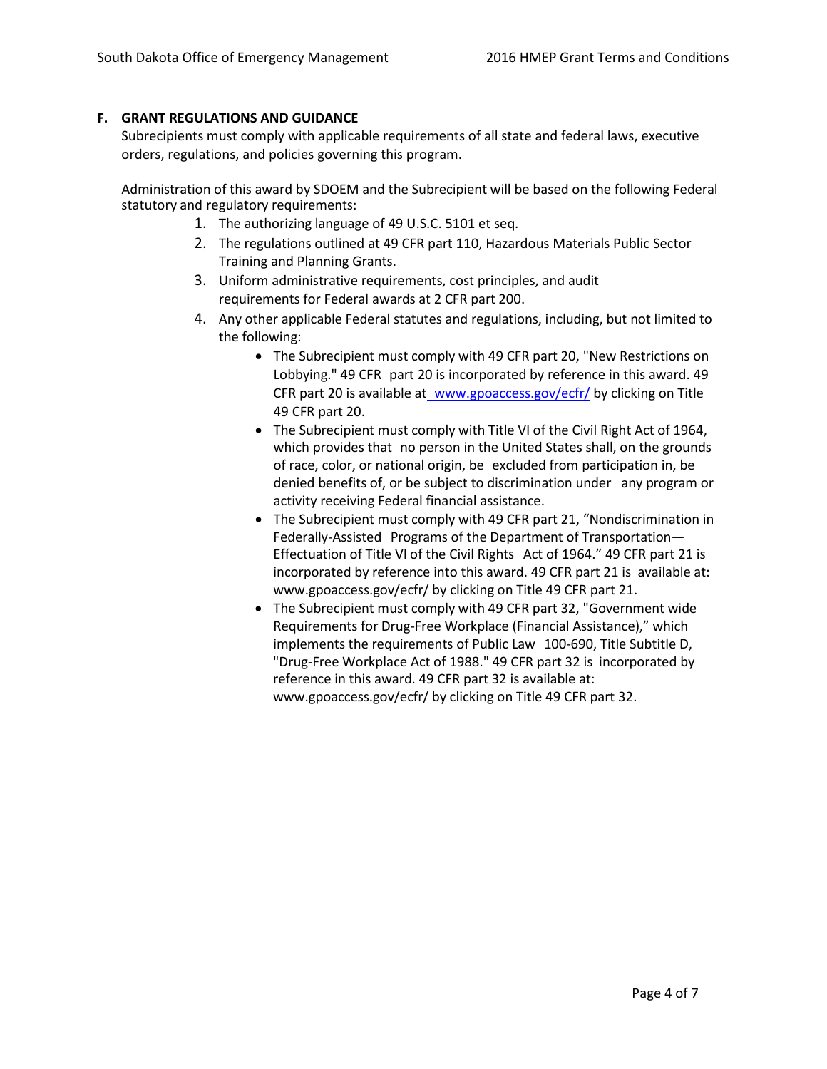### F. GRANT REGULATIONS AND GUIDANCE

Subrecipients must comply with applicable requirements of all state and federal laws, executive orders, regulations, and policies governing this program.

Administration of this award by SDOEM and the Subrecipient will be based on the following Federal statutory and regulatory requirements:

1. The authorizing language of 49 U.S.C. 5101 et seq.
2. The regulations outlined at 49 CFR part 110, Hazardous Materials Public Sector Training and Planning Grants.
3. Uniform administrative requirements, cost principles, and audit requirements for Federal awards at 2 CFR part 200.
4. Any other applicable Federal statutes and regulations, including, but not limited to the following:
    - The Subrecipient must comply with 49 CFR part 20, "New Restrictions on Lobbying." 49 CFR part 20 is incorporated by reference in this award. 49 CFR part 20 is available at www.gpoaccess.gov/ecfr/ by clicking on Title 49 CFR part 20.
    - The Subrecipient must comply with Title VI of the Civil Right Act of 1964, which provides that no person in the United States shall, on the grounds of race, color, or national origin, be excluded from participation in, be denied benefits of, or be subject to discrimination under any program or activity receiving Federal financial assistance.
    - The Subrecipient must comply with 49 CFR part 21, "Nondiscrimination in Federally-Assisted Programs of the Department of Transportation—Effectuation of Title VI of the Civil Rights Act of 1964." 49 CFR part 21 is incorporated by reference into this award. 49 CFR part 21 is available at: www.gpoaccess.gov/ecfr/ by clicking on Title 49 CFR part 21.
    - The Subrecipient must comply with 49 CFR part 32, "Government wide Requirements for Drug-Free Workplace (Financial Assistance)," which implements the requirements of Public Law 100-690, Title Subtitle D, "Drug-Free Workplace Act of 1988." 49 CFR part 32 is incorporated by reference in this award. 49 CFR part 32 is available at: www.gpoaccess.gov/ecfr/ by clicking on Title 49 CFR part 32.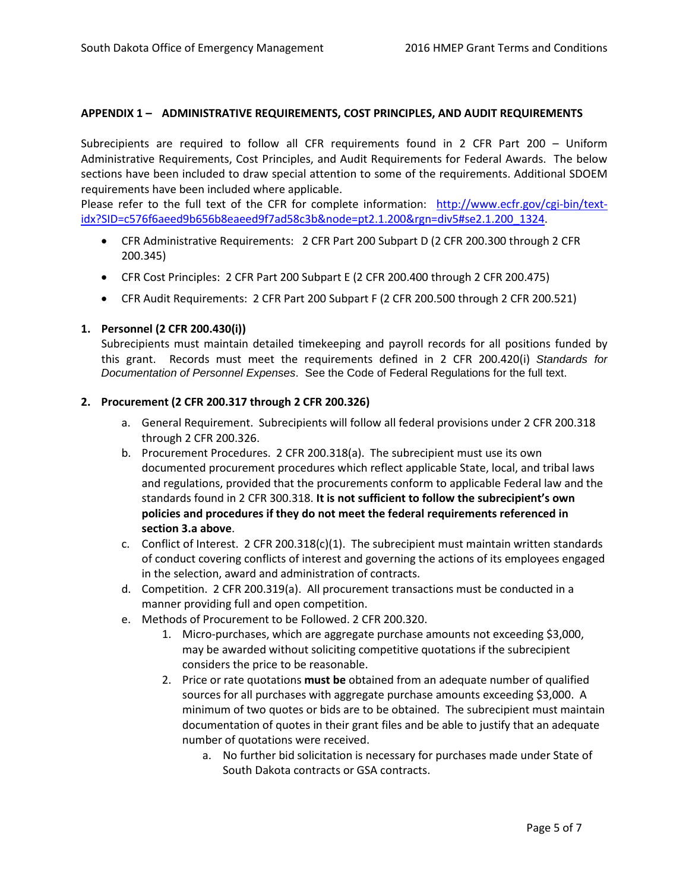**APPENDIX 1 – ADMINISTRATIVE REQUIREMENTS, COST PRINCIPLES, AND AUDIT REQUIREMENTS**

Subrecipients are required to follow all CFR requirements found in 2 CFR Part 200 – Uniform Administrative Requirements, Cost Principles, and Audit Requirements for Federal Awards. The below sections have been included to draw special attention to some of the requirements. Additional SDOEM requirements have been included where applicable.

Please refer to the full text of the CFR for complete information: [http://www.ecfr.gov/cgi-bin/text-idx?SID=c576f6aeed9b656b8eaeed9f7ad58c3b&node=pt2.1.200&rgn=div5#se2.1.200_1324](http://www.ecfr.gov/cgi-bin/text-idx?SID=c576f6aeed9b656b8eaeed9f7ad58c3b&node=pt2.1.200&rgn=div5#se2.1.200_1324).

- CFR Administrative Requirements: 2 CFR Part 200 Subpart D (2 CFR 200.300 through 2 CFR 200.345)
- CFR Cost Principles: 2 CFR Part 200 Subpart E (2 CFR 200.400 through 2 CFR 200.475)
- CFR Audit Requirements: 2 CFR Part 200 Subpart F (2 CFR 200.500 through 2 CFR 200.521)

1. **Personnel (2 CFR 200.430(i))**

   Subrecipients must maintain detailed timekeeping and payroll records for all positions funded by this grant. Records must meet the requirements defined in 2 CFR 200.420(i) *Standards for Documentation of Personnel Expenses*. See the Code of Federal Regulations for the full text.

2. **Procurement (2 CFR 200.317 through 2 CFR 200.326)**

   a. General Requirement. Subrecipients will follow all federal provisions under 2 CFR 200.318 through 2 CFR 200.326.

   b. Procurement Procedures. 2 CFR 200.318(a). The subrecipient must use its own documented procurement procedures which reflect applicable State, local, and tribal laws and regulations, provided that the procurements conform to applicable Federal law and the standards found in 2 CFR 300.318. **It is not sufficient to follow the subrecipient's own policies and procedures if they do not meet the federal requirements referenced in section 3.a above**.

   c. Conflict of Interest. 2 CFR 200.318(c)(1). The subrecipient must maintain written standards of conduct covering conflicts of interest and governing the actions of its employees engaged in the selection, award and administration of contracts.

   d. Competition. 2 CFR 200.319(a). All procurement transactions must be conducted in a manner providing full and open competition.

   e. Methods of Procurement to be Followed. 2 CFR 200.320.

      1. Micro-purchases, which are aggregate purchase amounts not exceeding $3,000, may be awarded without soliciting competitive quotations if the subrecipient considers the price to be reasonable.
      2. Price or rate quotations **must be** obtained from an adequate number of qualified sources for all purchases with aggregate purchase amounts exceeding $3,000. A minimum of two quotes or bids are to be obtained. The subrecipient must maintain documentation of quotes in their grant files and be able to justify that an adequate number of quotations were received.

         a. No further bid solicitation is necessary for purchases made under State of South Dakota contracts or GSA contracts.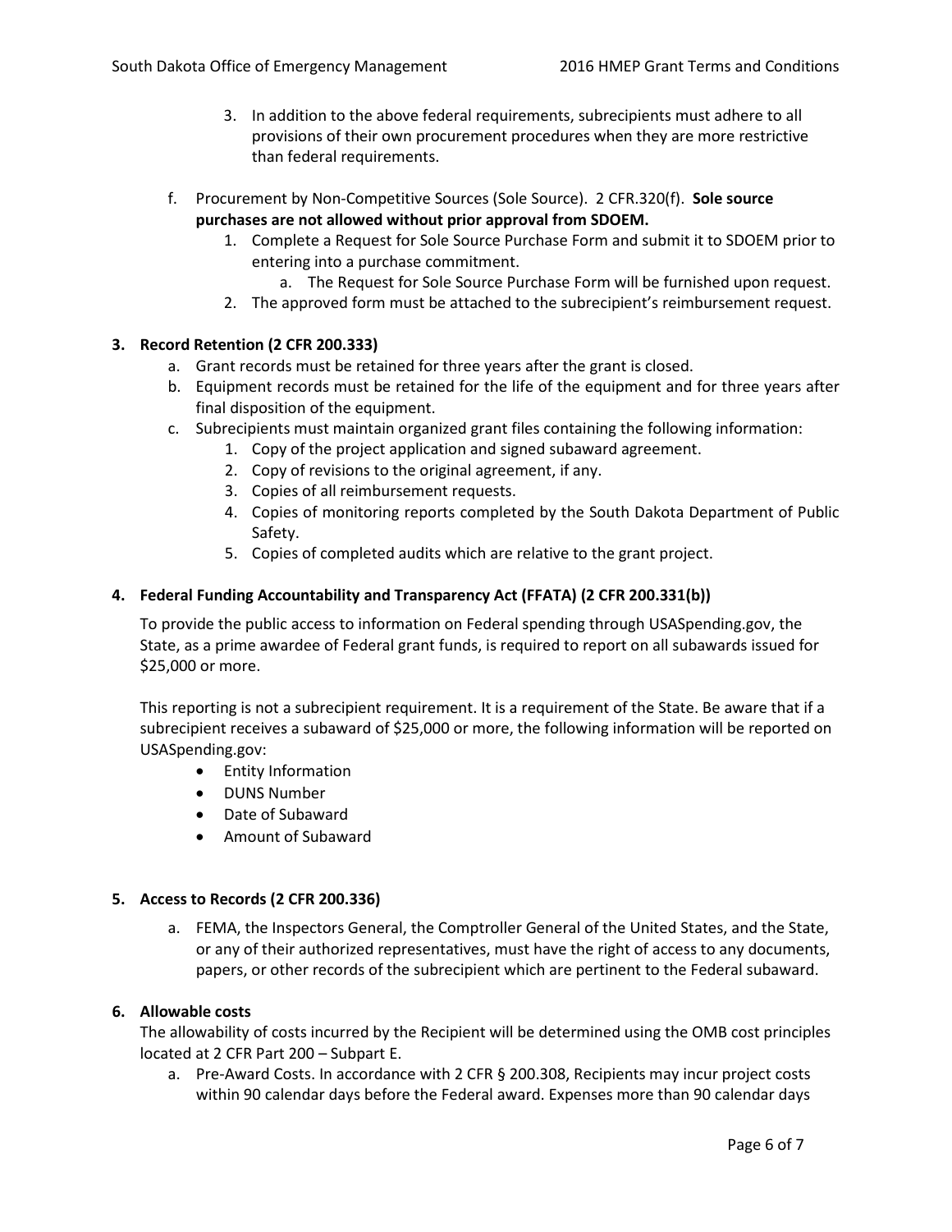3. In addition to the above federal requirements, subrecipients must adhere to all provisions of their own procurement procedures when they are more restrictive than federal requirements.

f. Procurement by Non-Competitive Sources (Sole Source). 2 CFR.320(f). **Sole source purchases are not allowed without prior approval from SDOEM.**
   1. Complete a Request for Sole Source Purchase Form and submit it to SDOEM prior to entering into a purchase commitment.
      a. The Request for Sole Source Purchase Form will be furnished upon request.
   2. The approved form must be attached to the subrecipient's reimbursement request.

**3. Record Retention (2 CFR 200.333)**

a. Grant records must be retained for three years after the grant is closed.

b. Equipment records must be retained for the life of the equipment and for three years after final disposition of the equipment.

c. Subrecipients must maintain organized grant files containing the following information:
   1. Copy of the project application and signed subaward agreement.
   2. Copy of revisions to the original agreement, if any.
   3. Copies of all reimbursement requests.
   4. Copies of monitoring reports completed by the South Dakota Department of Public Safety.
   5. Copies of completed audits which are relative to the grant project.

**4. Federal Funding Accountability and Transparency Act (FFATA) (2 CFR 200.331(b))**

To provide the public access to information on Federal spending through USASpending.gov, the State, as a prime awardee of Federal grant funds, is required to report on all subawards issued for $25,000 or more.

This reporting is not a subrecipient requirement. It is a requirement of the State. Be aware that if a subrecipient receives a subaward of $25,000 or more, the following information will be reported on USASpending.gov:

- Entity Information
- DUNS Number
- Date of Subaward
- Amount of Subaward

**5. Access to Records (2 CFR 200.336)**

a. FEMA, the Inspectors General, the Comptroller General of the United States, and the State, or any of their authorized representatives, must have the right of access to any documents, papers, or other records of the subrecipient which are pertinent to the Federal subaward.

**6. Allowable costs**

The allowability of costs incurred by the Recipient will be determined using the OMB cost principles located at 2 CFR Part 200 – Subpart E.

a. Pre-Award Costs. In accordance with 2 CFR § 200.308, Recipients may incur project costs within 90 calendar days before the Federal award. Expenses more than 90 calendar days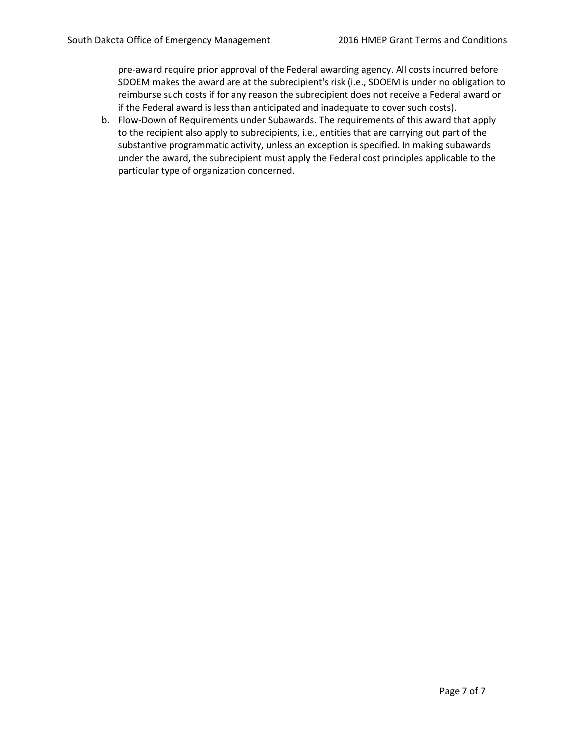pre-award require prior approval of the Federal awarding agency. All costs incurred before SDOEM makes the award are at the subrecipient's risk (i.e., SDOEM is under no obligation to reimburse such costs if for any reason the subrecipient does not receive a Federal award or if the Federal award is less than anticipated and inadequate to cover such costs).

b. Flow-Down of Requirements under Subawards. The requirements of this award that apply to the recipient also apply to subrecipients, i.e., entities that are carrying out part of the substantive programmatic activity, unless an exception is specified. In making subawards under the award, the subrecipient must apply the Federal cost principles applicable to the particular type of organization concerned.